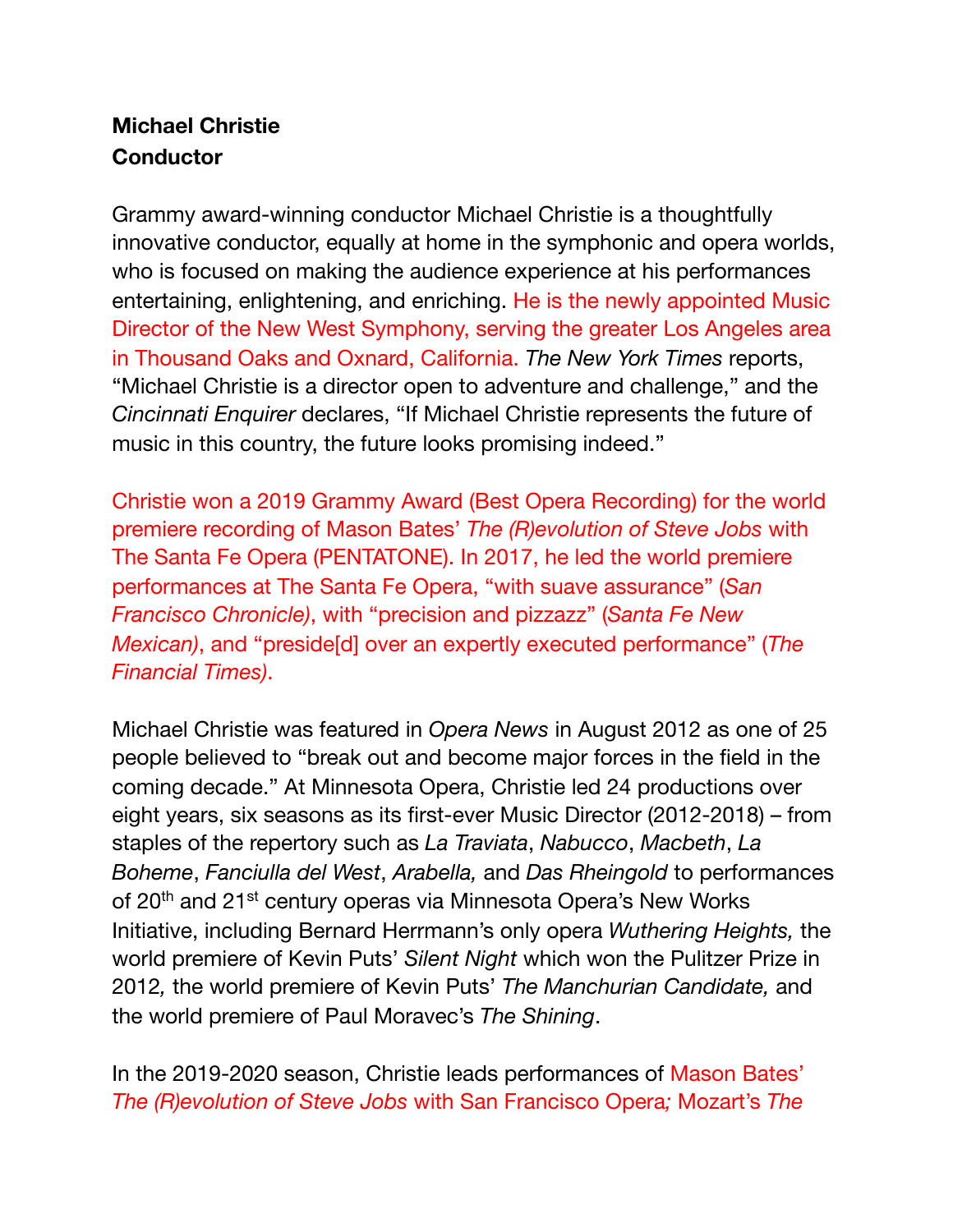**Michael Christie**
**Conductor**

Grammy award-winning conductor Michael Christie is a thoughtfully innovative conductor, equally at home in the symphonic and opera worlds, who is focused on making the audience experience at his performances entertaining, enlightening, and enriching. He is the newly appointed Music Director of the New West Symphony, serving the greater Los Angeles area in Thousand Oaks and Oxnard, California. *The New York Times* reports, "Michael Christie is a director open to adventure and challenge," and the *Cincinnati Enquirer* declares, "If Michael Christie represents the future of music in this country, the future looks promising indeed."

Christie won a 2019 Grammy Award (Best Opera Recording) for the world premiere recording of Mason Bates' *The (R)evolution of Steve Jobs* with The Santa Fe Opera (PENTATONE). In 2017, he led the world premiere performances at The Santa Fe Opera, "with suave assurance" (*San Francisco Chronicle)*, with "precision and pizzazz" (*Santa Fe New Mexican)*, and "preside[d] over an expertly executed performance" (*The Financial Times)*.

Michael Christie was featured in *Opera News* in August 2012 as one of 25 people believed to "break out and become major forces in the field in the coming decade." At Minnesota Opera, Christie led 24 productions over eight years, six seasons as its first-ever Music Director (2012-2018) – from staples of the repertory such as *La Traviata*, *Nabucco*, *Macbeth*, *La Boheme*, *Fanciulla del West*, *Arabella,* and *Das Rheingold* to performances of 20th and 21st century operas via Minnesota Opera's New Works Initiative, including Bernard Herrmann's only opera *Wuthering Heights,* the world premiere of Kevin Puts' *Silent Night* which won the Pulitzer Prize in 2012*,* the world premiere of Kevin Puts' *The Manchurian Candidate,* and the world premiere of Paul Moravec's *The Shining*.

In the 2019-2020 season, Christie leads performances of Mason Bates' *The (R)evolution of Steve Jobs* with San Francisco Opera*;* Mozart's *The*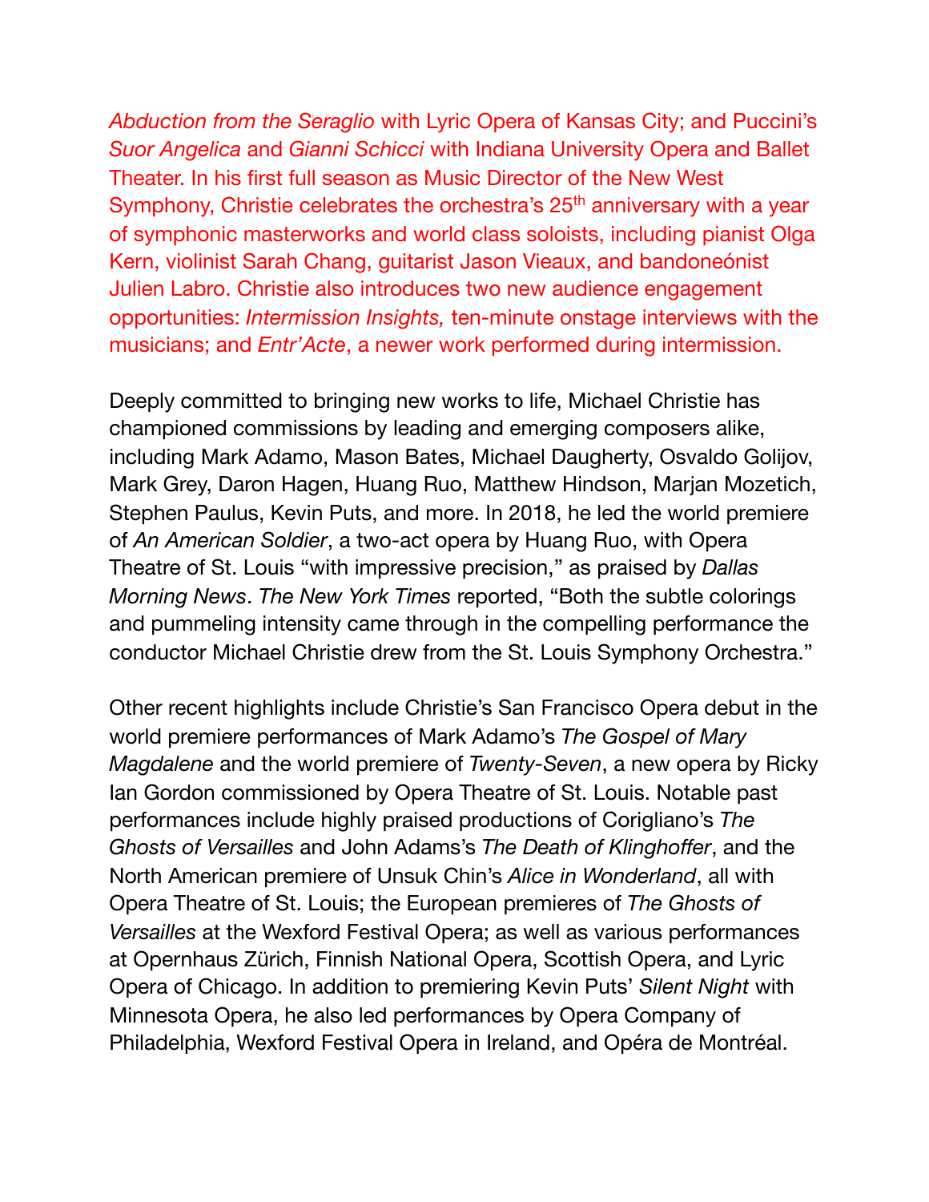*Abduction from the Seraglio* with Lyric Opera of Kansas City; and Puccini's *Suor Angelica* and *Gianni Schicci* with Indiana University Opera and Ballet Theater. In his first full season as Music Director of the New West Symphony, Christie celebrates the orchestra's 25th anniversary with a year of symphonic masterworks and world class soloists, including pianist Olga Kern, violinist Sarah Chang, guitarist Jason Vieaux, and bandoneónist Julien Labro. Christie also introduces two new audience engagement opportunities: *Intermission Insights,* ten-minute onstage interviews with the musicians; and *Entr'Acte*, a newer work performed during intermission.

Deeply committed to bringing new works to life, Michael Christie has championed commissions by leading and emerging composers alike, including Mark Adamo, Mason Bates, Michael Daugherty, Osvaldo Golijov, Mark Grey, Daron Hagen, Huang Ruo, Matthew Hindson, Marjan Mozetich, Stephen Paulus, Kevin Puts, and more. In 2018, he led the world premiere of *An American Soldier*, a two-act opera by Huang Ruo, with Opera Theatre of St. Louis "with impressive precision," as praised by *Dallas Morning News*. *The New York Times* reported, "Both the subtle colorings and pummeling intensity came through in the compelling performance the conductor Michael Christie drew from the St. Louis Symphony Orchestra."

Other recent highlights include Christie's San Francisco Opera debut in the world premiere performances of Mark Adamo's *The Gospel of Mary Magdalene* and the world premiere of *Twenty-Seven*, a new opera by Ricky Ian Gordon commissioned by Opera Theatre of St. Louis. Notable past performances include highly praised productions of Corigliano's *The Ghosts of Versailles* and John Adams's *The Death of Klinghoffer*, and the North American premiere of Unsuk Chin's *Alice in Wonderland*, all with Opera Theatre of St. Louis; the European premieres of *The Ghosts of Versailles* at the Wexford Festival Opera; as well as various performances at Opernhaus Zürich, Finnish National Opera, Scottish Opera, and Lyric Opera of Chicago. In addition to premiering Kevin Puts' *Silent Night* with Minnesota Opera, he also led performances by Opera Company of Philadelphia, Wexford Festival Opera in Ireland, and Opéra de Montréal.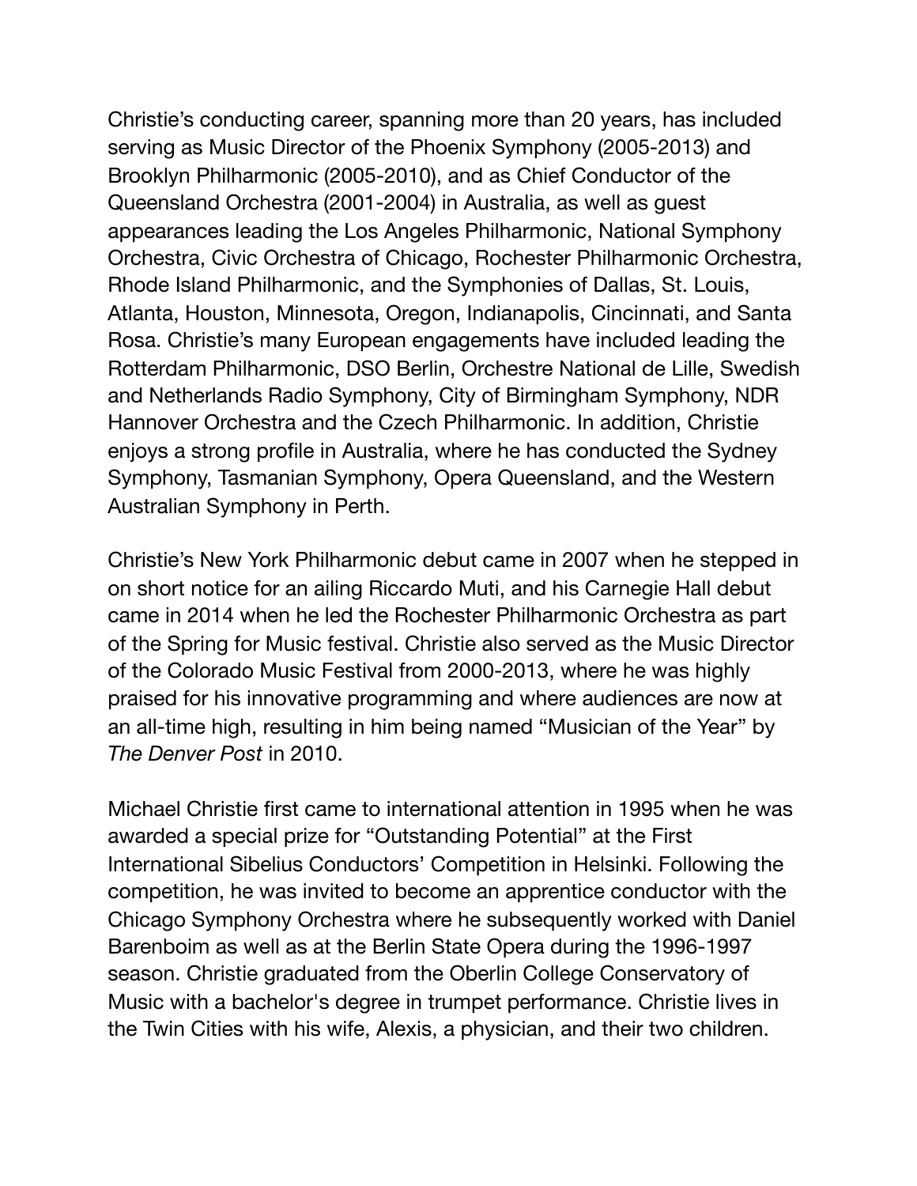Christie's conducting career, spanning more than 20 years, has included serving as Music Director of the Phoenix Symphony (2005-2013) and Brooklyn Philharmonic (2005-2010), and as Chief Conductor of the Queensland Orchestra (2001-2004) in Australia, as well as guest appearances leading the Los Angeles Philharmonic, National Symphony Orchestra, Civic Orchestra of Chicago, Rochester Philharmonic Orchestra, Rhode Island Philharmonic, and the Symphonies of Dallas, St. Louis, Atlanta, Houston, Minnesota, Oregon, Indianapolis, Cincinnati, and Santa Rosa. Christie's many European engagements have included leading the Rotterdam Philharmonic, DSO Berlin, Orchestre National de Lille, Swedish and Netherlands Radio Symphony, City of Birmingham Symphony, NDR Hannover Orchestra and the Czech Philharmonic. In addition, Christie enjoys a strong profile in Australia, where he has conducted the Sydney Symphony, Tasmanian Symphony, Opera Queensland, and the Western Australian Symphony in Perth.

Christie's New York Philharmonic debut came in 2007 when he stepped in on short notice for an ailing Riccardo Muti, and his Carnegie Hall debut came in 2014 when he led the Rochester Philharmonic Orchestra as part of the Spring for Music festival. Christie also served as the Music Director of the Colorado Music Festival from 2000-2013, where he was highly praised for his innovative programming and where audiences are now at an all-time high, resulting in him being named "Musician of the Year" by *The Denver Post* in 2010.

Michael Christie first came to international attention in 1995 when he was awarded a special prize for "Outstanding Potential" at the First International Sibelius Conductors' Competition in Helsinki. Following the competition, he was invited to become an apprentice conductor with the Chicago Symphony Orchestra where he subsequently worked with Daniel Barenboim as well as at the Berlin State Opera during the 1996-1997 season. Christie graduated from the Oberlin College Conservatory of Music with a bachelor's degree in trumpet performance. Christie lives in the Twin Cities with his wife, Alexis, a physician, and their two children.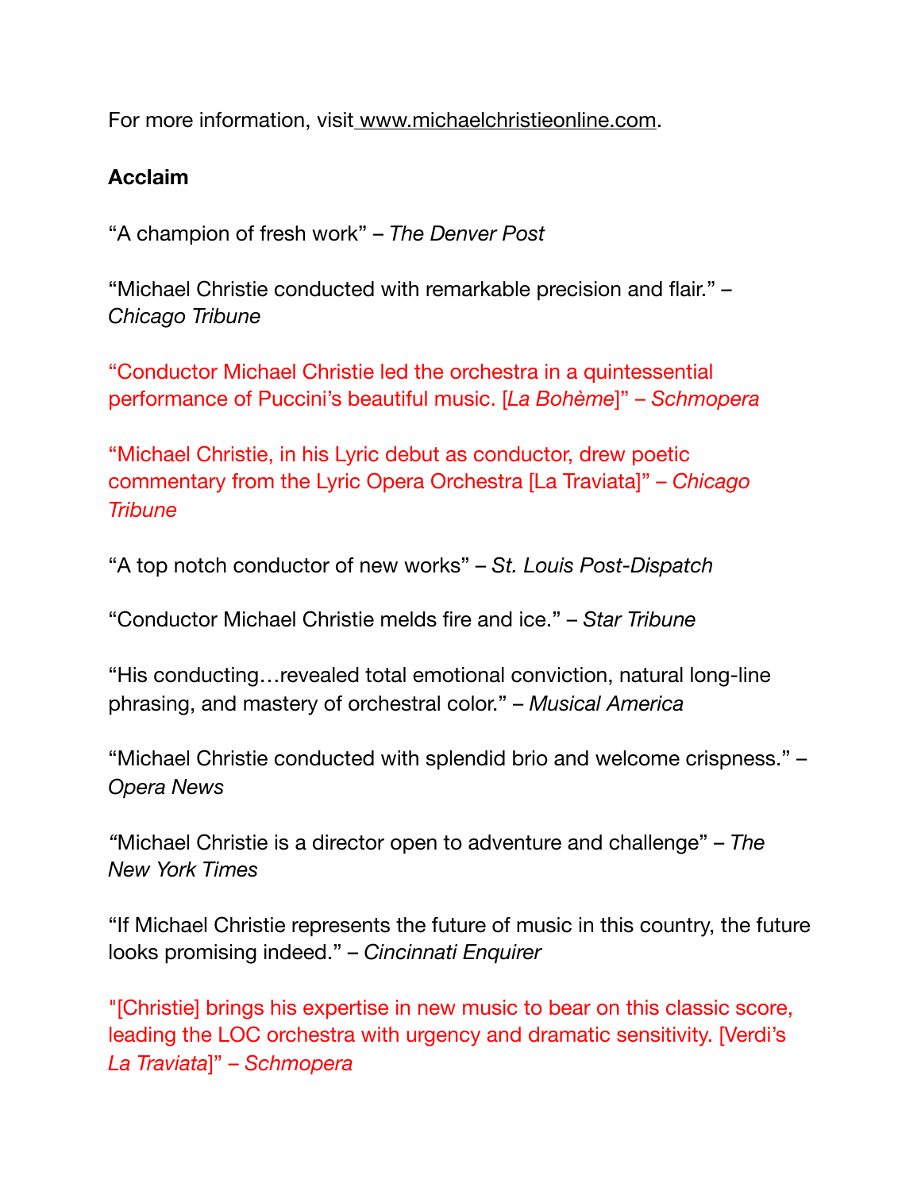For more information, visit [www.michaelchristieonline.com](http://www.michaelchristieonline.com).

**Acclaim**

“A champion of fresh work” – *The Denver Post*

“Michael Christie conducted with remarkable precision and flair.” – *Chicago Tribune*

“Conductor Michael Christie led the orchestra in a quintessential performance of Puccini’s beautiful music. [*La Bohème*]” – *Schmopera*

“Michael Christie, in his Lyric debut as conductor, drew poetic commentary from the Lyric Opera Orchestra [La Traviata]” – *Chicago Tribune*

“A top notch conductor of new works” – *St. Louis Post-Dispatch*

“Conductor Michael Christie melds fire and ice.” – *Star Tribune*

“His conducting…revealed total emotional conviction, natural long-line phrasing, and mastery of orchestral color.” – *Musical America*

“Michael Christie conducted with splendid brio and welcome crispness.” – *Opera News*

“Michael Christie is a director open to adventure and challenge” – *The New York Times*

“If Michael Christie represents the future of music in this country, the future looks promising indeed.” – *Cincinnati Enquirer*

"[Christie] brings his expertise in new music to bear on this classic score, leading the LOC orchestra with urgency and dramatic sensitivity. [Verdi’s *La Traviata*]” – *Schmopera*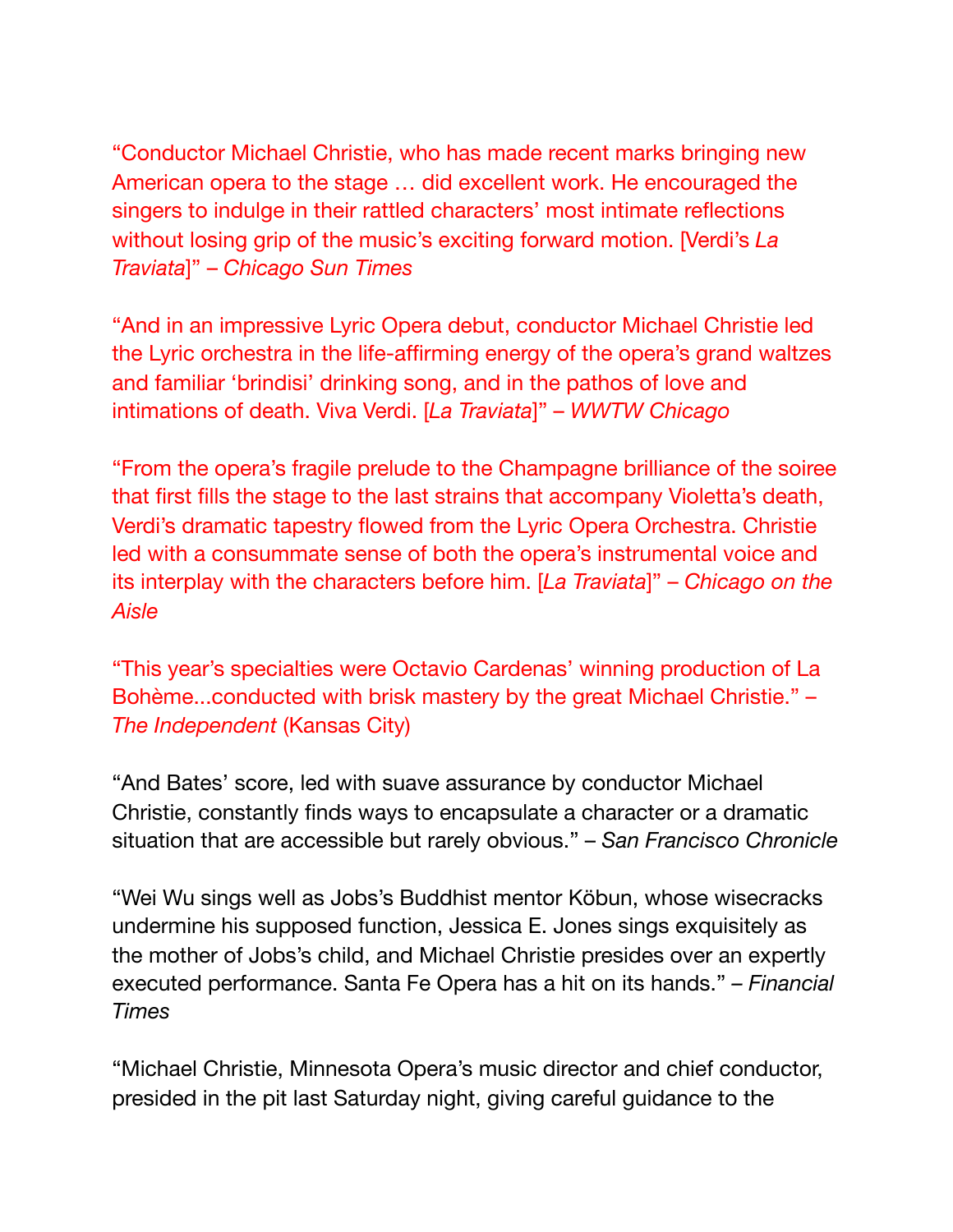"Conductor Michael Christie, who has made recent marks bringing new American opera to the stage … did excellent work. He encouraged the singers to indulge in their rattled characters' most intimate reflections without losing grip of the music's exciting forward motion. [Verdi's *La Traviata*]" – *Chicago Sun Times*

"And in an impressive Lyric Opera debut, conductor Michael Christie led the Lyric orchestra in the life-affirming energy of the opera's grand waltzes and familiar 'brindisi' drinking song, and in the pathos of love and intimations of death. Viva Verdi. [*La Traviata*]" – *WWTW Chicago*

"From the opera's fragile prelude to the Champagne brilliance of the soiree that first fills the stage to the last strains that accompany Violetta's death, Verdi's dramatic tapestry flowed from the Lyric Opera Orchestra. Christie led with a consummate sense of both the opera's instrumental voice and its interplay with the characters before him. [*La Traviata*]" – *Chicago on the Aisle*

"This year's specialties were Octavio Cardenas' winning production of La Bohème...conducted with brisk mastery by the great Michael Christie." – *The Independent* (Kansas City)

"And Bates' score, led with suave assurance by conductor Michael Christie, constantly finds ways to encapsulate a character or a dramatic situation that are accessible but rarely obvious." – *San Francisco Chronicle*

"Wei Wu sings well as Jobs's Buddhist mentor Köbun, whose wisecracks undermine his supposed function, Jessica E. Jones sings exquisitely as the mother of Jobs's child, and Michael Christie presides over an expertly executed performance. Santa Fe Opera has a hit on its hands." – *Financial Times*

"Michael Christie, Minnesota Opera's music director and chief conductor, presided in the pit last Saturday night, giving careful guidance to the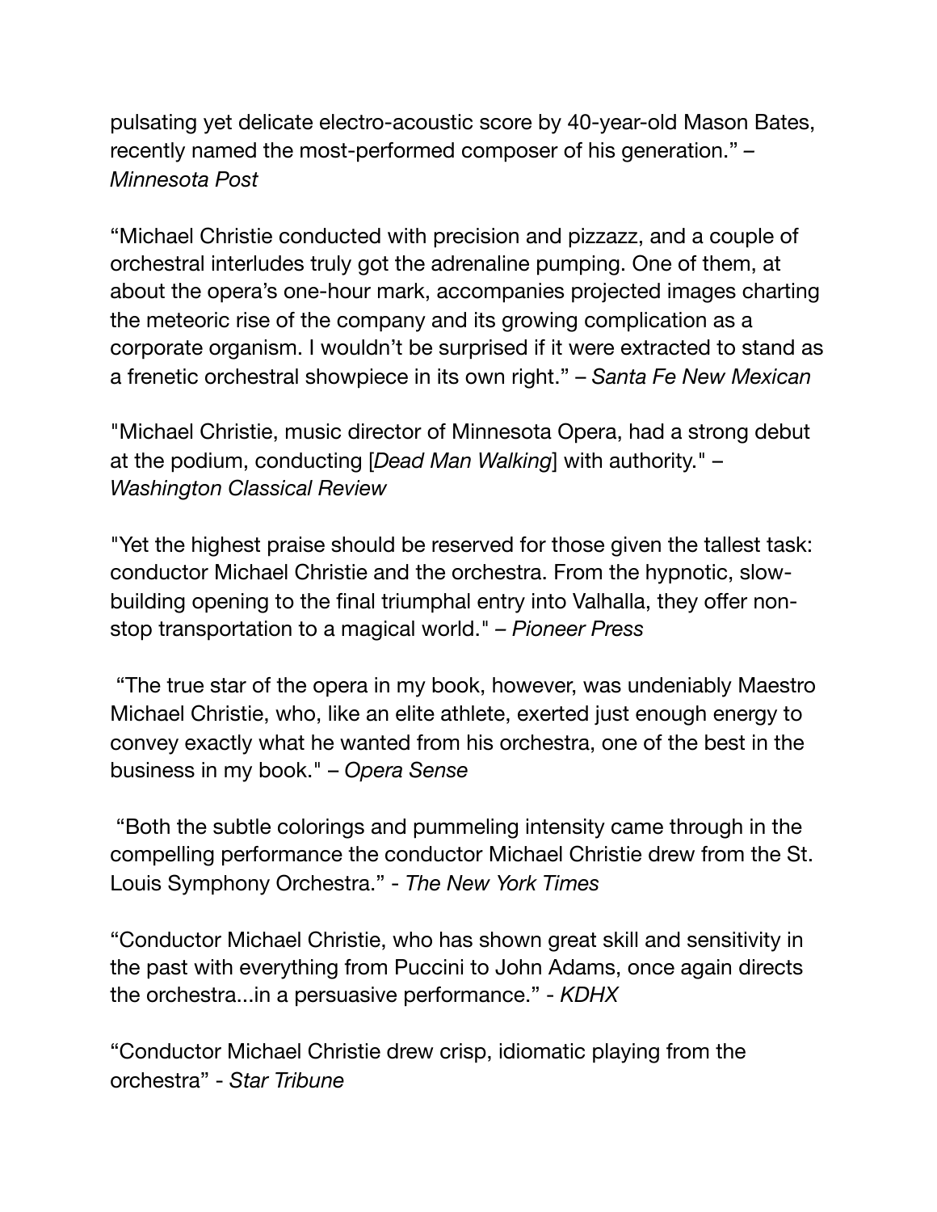pulsating yet delicate electro-acoustic score by 40-year-old Mason Bates, recently named the most-performed composer of his generation." – *Minnesota Post*

"Michael Christie conducted with precision and pizzazz, and a couple of orchestral interludes truly got the adrenaline pumping. One of them, at about the opera's one-hour mark, accompanies projected images charting the meteoric rise of the company and its growing complication as a corporate organism. I wouldn't be surprised if it were extracted to stand as a frenetic orchestral showpiece in its own right." – *Santa Fe New Mexican*

"Michael Christie, music director of Minnesota Opera, had a strong debut at the podium, conducting [*Dead Man Walking*] with authority." – *Washington Classical Review*

"Yet the highest praise should be reserved for those given the tallest task: conductor Michael Christie and the orchestra. From the hypnotic, slow-building opening to the final triumphal entry into Valhalla, they offer non-stop transportation to a magical world." – *Pioneer Press*

"The true star of the opera in my book, however, was undeniably Maestro Michael Christie, who, like an elite athlete, exerted just enough energy to convey exactly what he wanted from his orchestra, one of the best in the business in my book." – *Opera Sense*

"Both the subtle colorings and pummeling intensity came through in the compelling performance the conductor Michael Christie drew from the St. Louis Symphony Orchestra." - *The New York Times*

"Conductor Michael Christie, who has shown great skill and sensitivity in the past with everything from Puccini to John Adams, once again directs the orchestra...in a persuasive performance." - *KDHX*

"Conductor Michael Christie drew crisp, idiomatic playing from the orchestra" - *Star Tribune*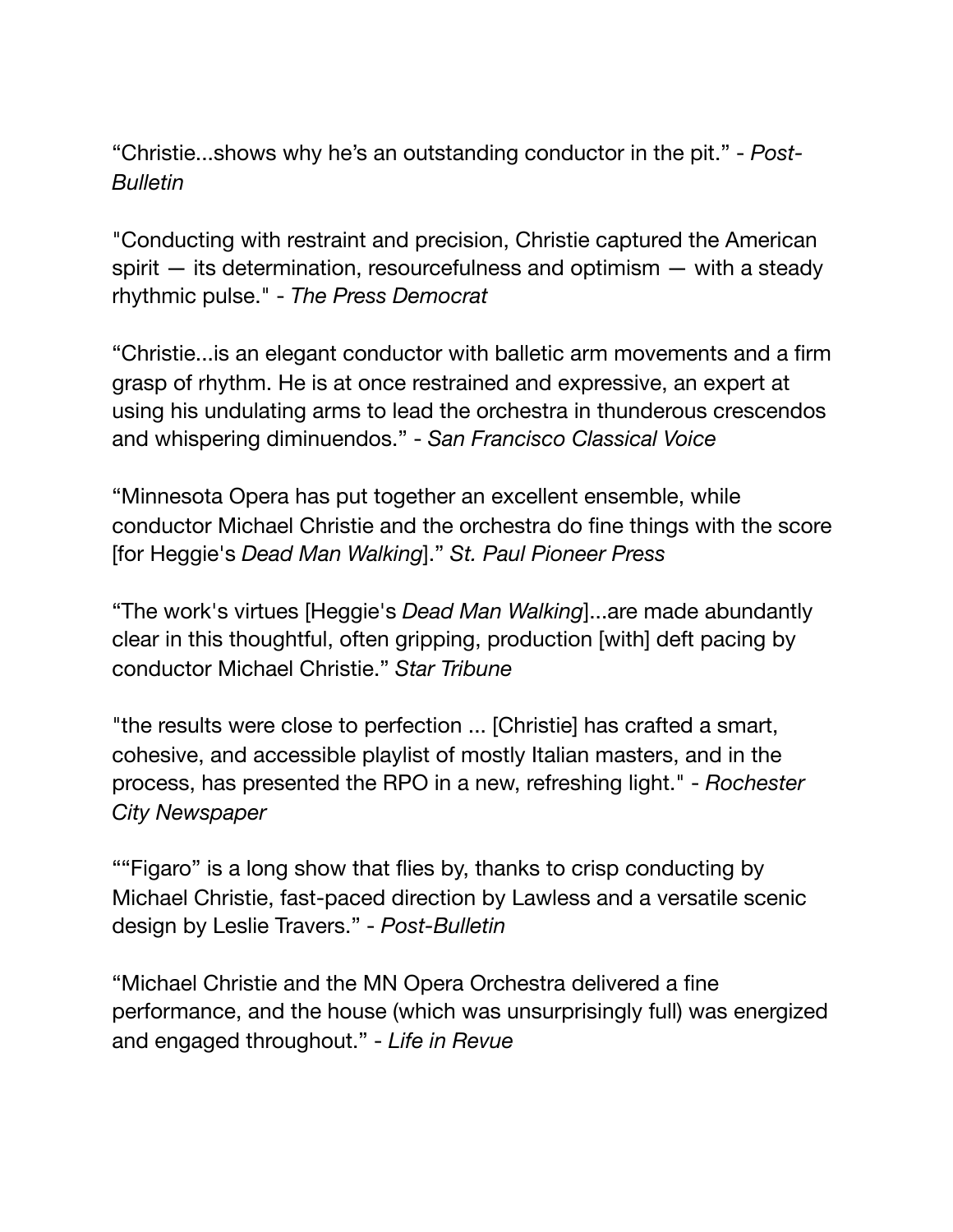“Christie...shows why he’s an outstanding conductor in the pit.” - *Post-Bulletin*

"Conducting with restraint and precision, Christie captured the American spirit — its determination, resourcefulness and optimism — with a steady rhythmic pulse." - *The Press Democrat*

“Christie...is an elegant conductor with balletic arm movements and a firm grasp of rhythm. He is at once restrained and expressive, an expert at using his undulating arms to lead the orchestra in thunderous crescendos and whispering diminuendos.” - *San Francisco Classical Voice*

“Minnesota Opera has put together an excellent ensemble, while conductor Michael Christie and the orchestra do fine things with the score [for Heggie's *Dead Man Walking*].” *St. Paul Pioneer Press*

“The work's virtues [Heggie's *Dead Man Walking*]...are made abundantly clear in this thoughtful, often gripping, production [with] deft pacing by conductor Michael Christie.” *Star Tribune*

"the results were close to perfection ... [Christie] has crafted a smart, cohesive, and accessible playlist of mostly Italian masters, and in the process, has presented the RPO in a new, refreshing light." - *Rochester City Newspaper*

““Figaro” is a long show that flies by, thanks to crisp conducting by Michael Christie, fast-paced direction by Lawless and a versatile scenic design by Leslie Travers.” - *Post-Bulletin*

“Michael Christie and the MN Opera Orchestra delivered a fine performance, and the house (which was unsurprisingly full) was energized and engaged throughout.” - *Life in Revue*